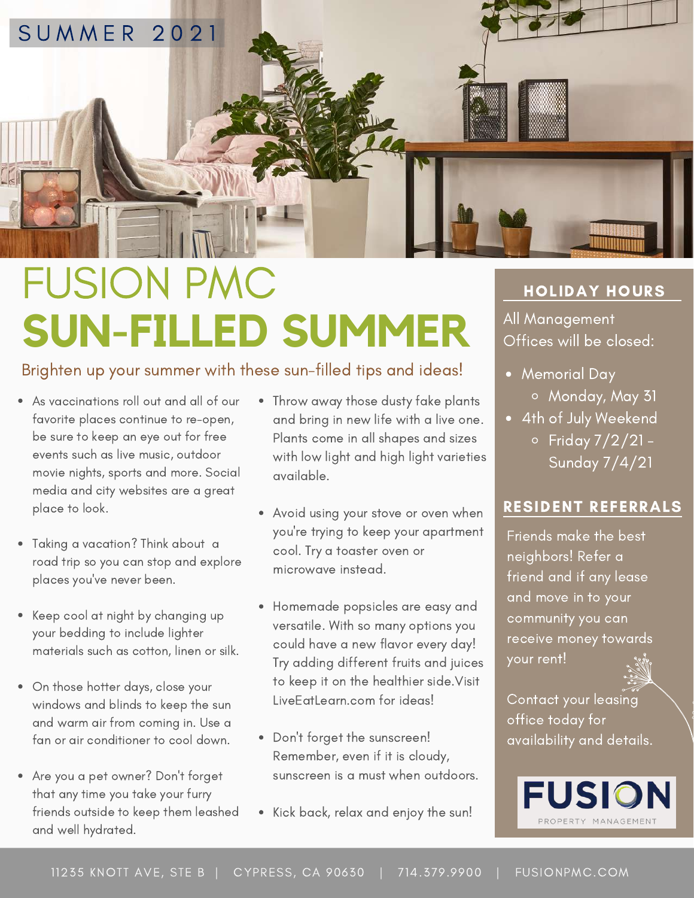SUMMER 2021

# FUSION PMC
# SUN-FILLED SUMMER

Brighten up your summer with these sun-filled tips and ideas!

- As vaccinations roll out and all of our favorite places continue to re-open, be sure to keep an eye out for free events such as live music, outdoor movie nights, sports and more. Social media and city websites are a great place to look.
- Taking a vacation? Think about a road trip so you can stop and explore places you've never been.
- Keep cool at night by changing up your bedding to include lighter materials such as cotton, linen or silk.
- On those hotter days, close your windows and blinds to keep the sun and warm air from coming in. Use a fan or air conditioner to cool down.
- Are you a pet owner? Don't forget that any time you take your furry friends outside to keep them leashed and well hydrated.
- Throw away those dusty fake plants and bring in new life with a live one. Plants come in all shapes and sizes with low light and high light varieties available.
- Avoid using your stove or oven when you're trying to keep your apartment cool. Try a toaster oven or microwave instead.
- Homemade popsicles are easy and versatile. With so many options you could have a new flavor every day! Try adding different fruits and juices to keep it on the healthier side.Visit LiveEatLearn.com for ideas!
- Don't forget the sunscreen! Remember, even if it is cloudy, sunscreen is a must when outdoors.
- Kick back, relax and enjoy the sun!

## HOLIDAY HOURS

All Management Offices will be closed:

- Memorial Day
  - Monday, May 31
- 4th of July Weekend
  - Friday 7/2/21 - Sunday 7/4/21

## RESIDENT REFERRALS

Friends make the best neighbors! Refer a friend and if any lease and move in to your community you can receive money towards your rent!

Contact your leasing office today for availability and details.

FUSION PROPERTY MANAGEMENT

11235 KNOTT AVE, STE B | CYPRESS, CA 90630 | 714.379.9900 | FUSIONPMC.COM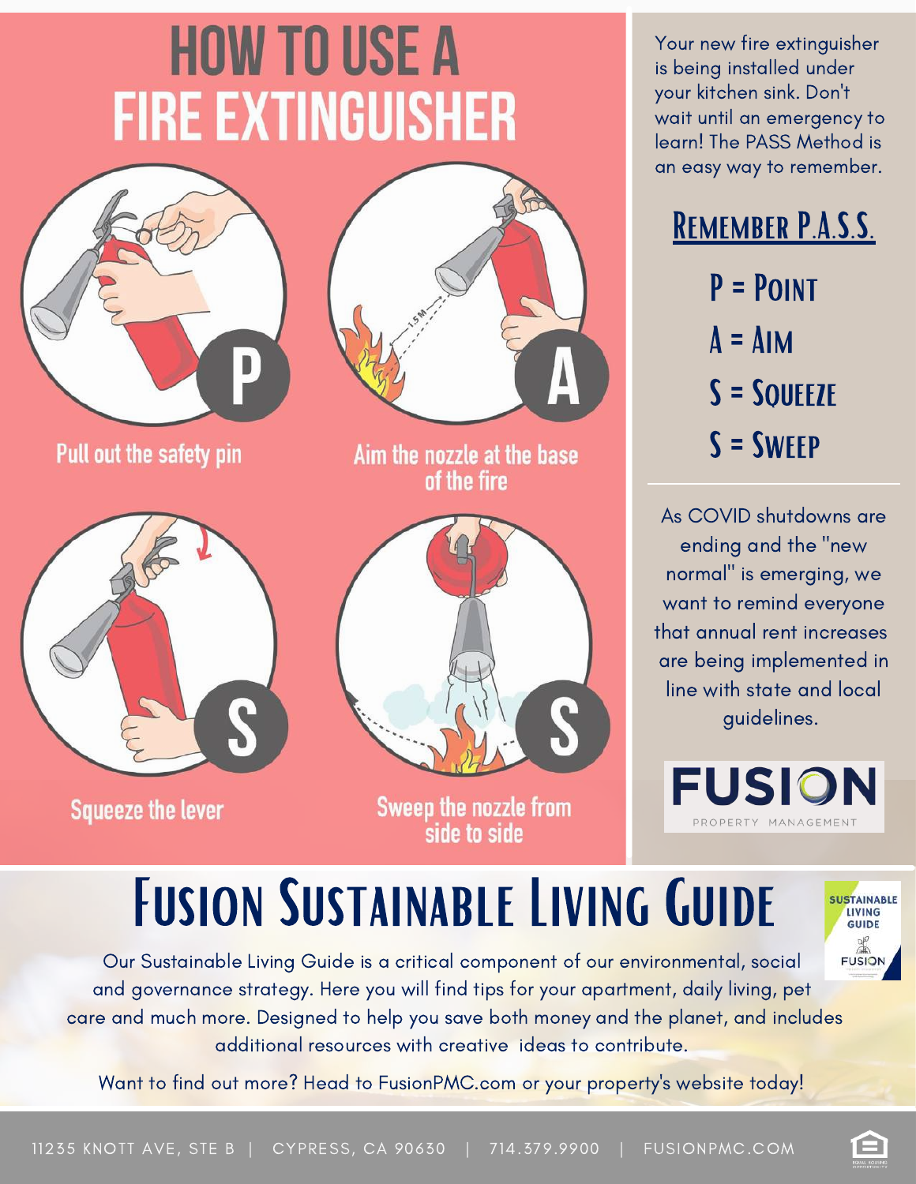# HOW TO USE A FIRE EXTINGUISHER

**P** — Pull out the safety pin

**A** — Aim the nozzle at the base of the fire

**S** — Squeeze the lever

**S** — Sweep the nozzle from side to side

Your new fire extinguisher is being installed under your kitchen sink. Don't wait until an emergency to learn! The PASS Method is an easy way to remember.

## Remember P.A.S.S.

P = Point
A = Aim
S = Squeeze
S = Sweep

As COVID shutdowns are ending and the "new normal" is emerging, we want to remind everyone that annual rent increases are being implemented in line with state and local guidelines.

FUSION PROPERTY MANAGEMENT

# Fusion Sustainable Living Guide

Our Sustainable Living Guide is a critical component of our environmental, social and governance strategy. Here you will find tips for your apartment, daily living, pet care and much more. Designed to help you save both money and the planet, and includes additional resources with creative ideas to contribute.

Want to find out more? Head to FusionPMC.com or your property's website today!

11235 KNOTT AVE, STE B | CYPRESS, CA 90630 | 714.379.9900 | FUSIONPMC.COM